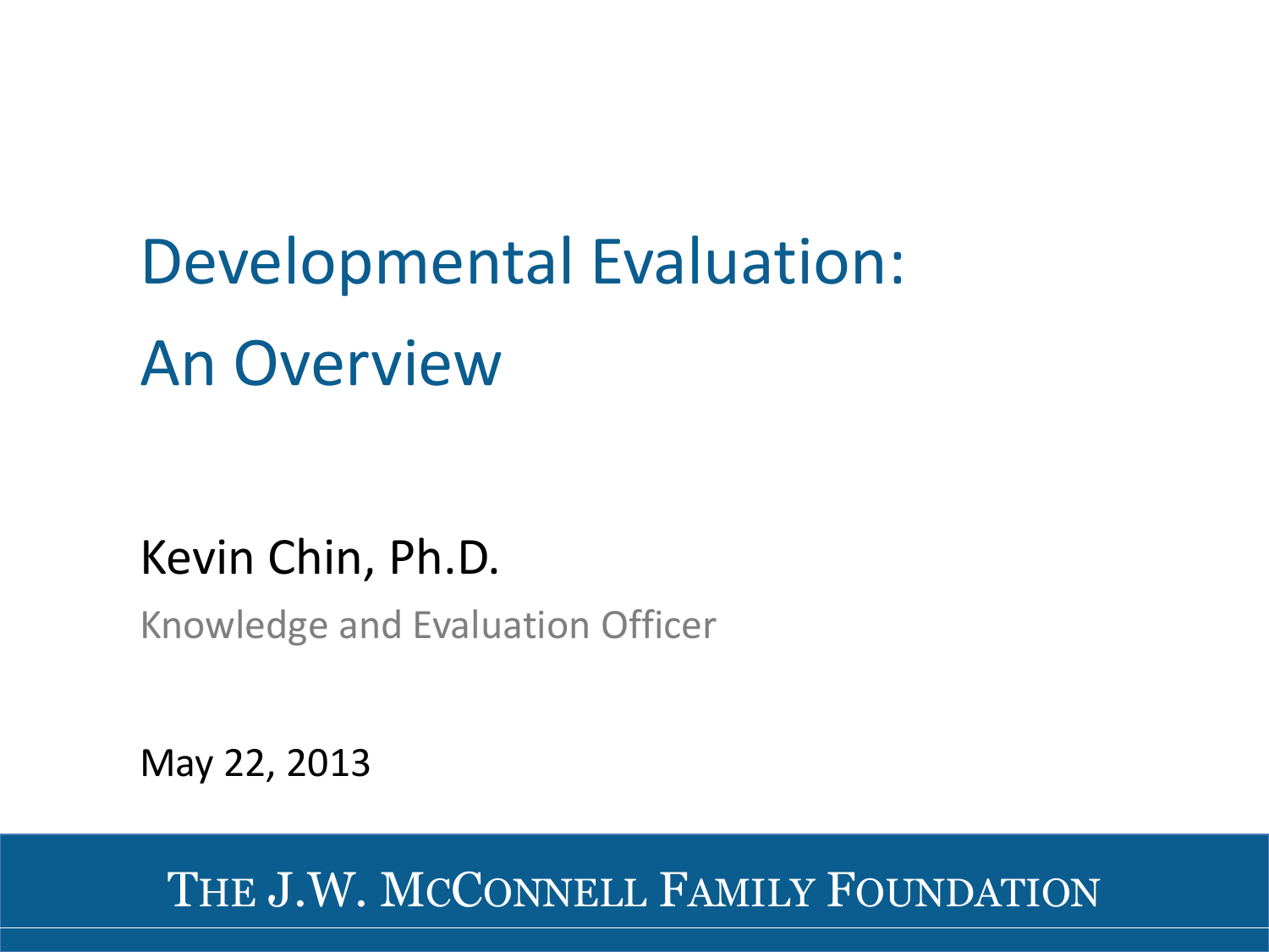# Developmental Evaluation: An Overview

Kevin Chin, Ph.D.

Knowledge and Evaluation Officer

May 22, 2013

THE J.W. MCCONNELL FAMILY FOUNDATION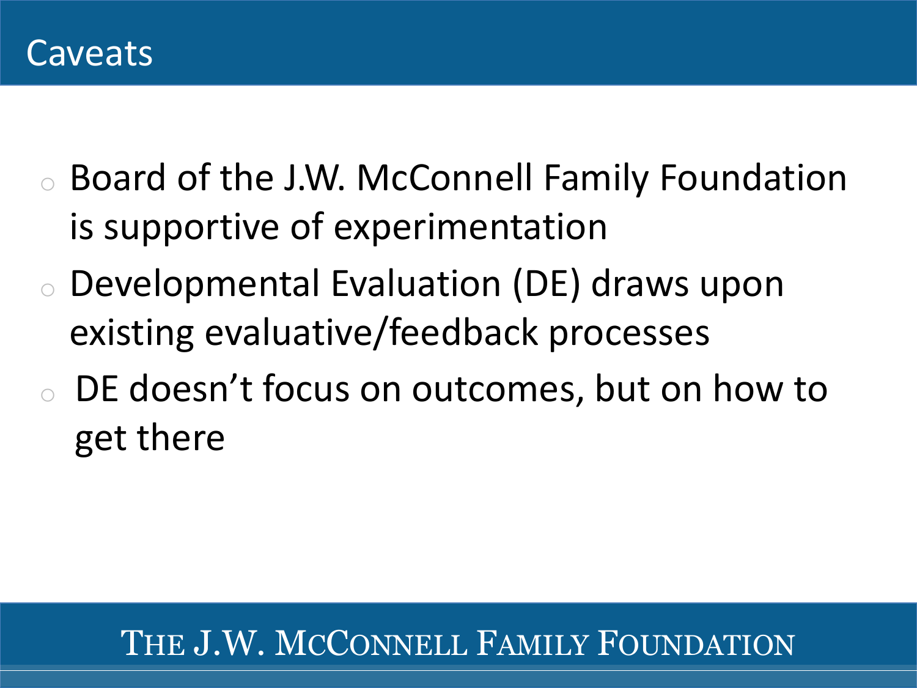# Caveats

- Board of the J.W. McConnell Family Foundation is supportive of experimentation
- Developmental Evaluation (DE) draws upon existing evaluative/feedback processes
- DE doesn't focus on outcomes, but on how to get there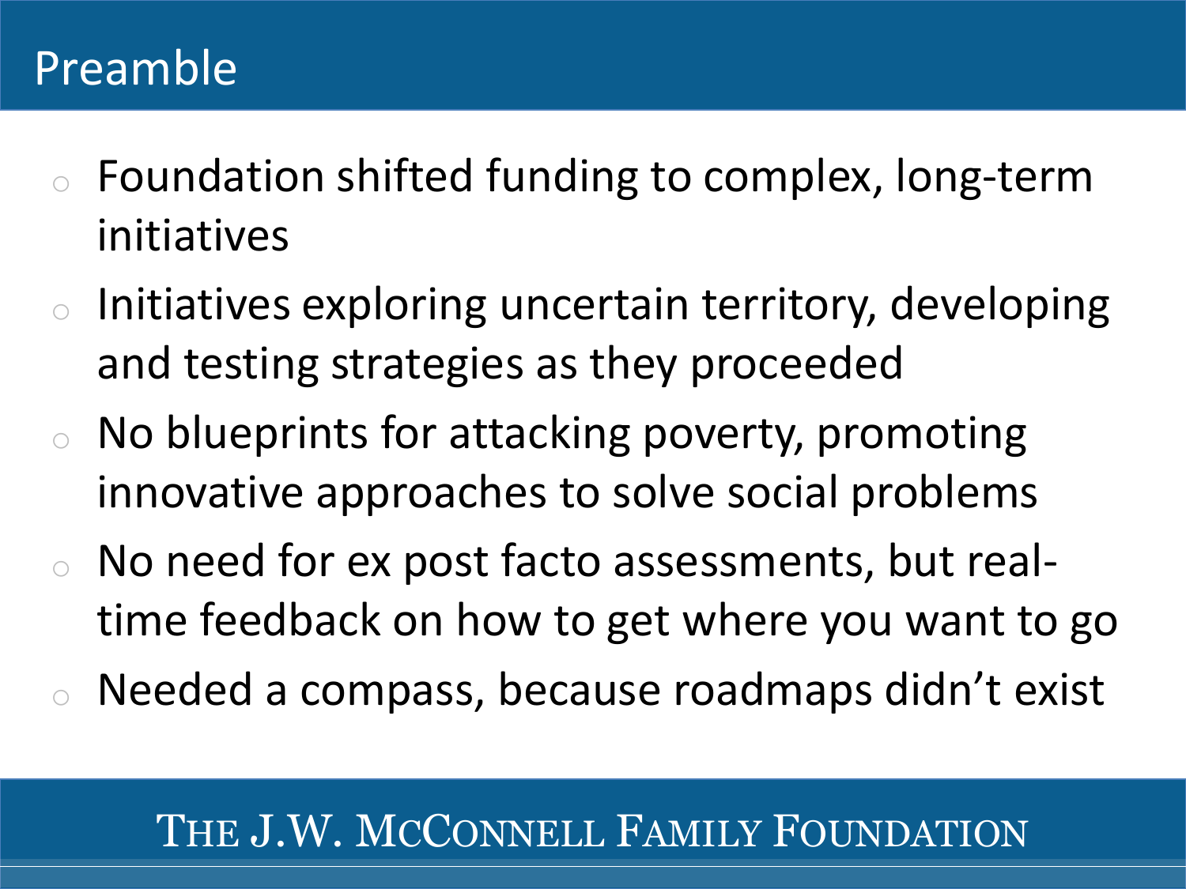# Preamble

- Foundation shifted funding to complex, long-term initiatives
- Initiatives exploring uncertain territory, developing and testing strategies as they proceeded
- No blueprints for attacking poverty, promoting innovative approaches to solve social problems
- No need for ex post facto assessments, but real-time feedback on how to get where you want to go
- Needed a compass, because roadmaps didn't exist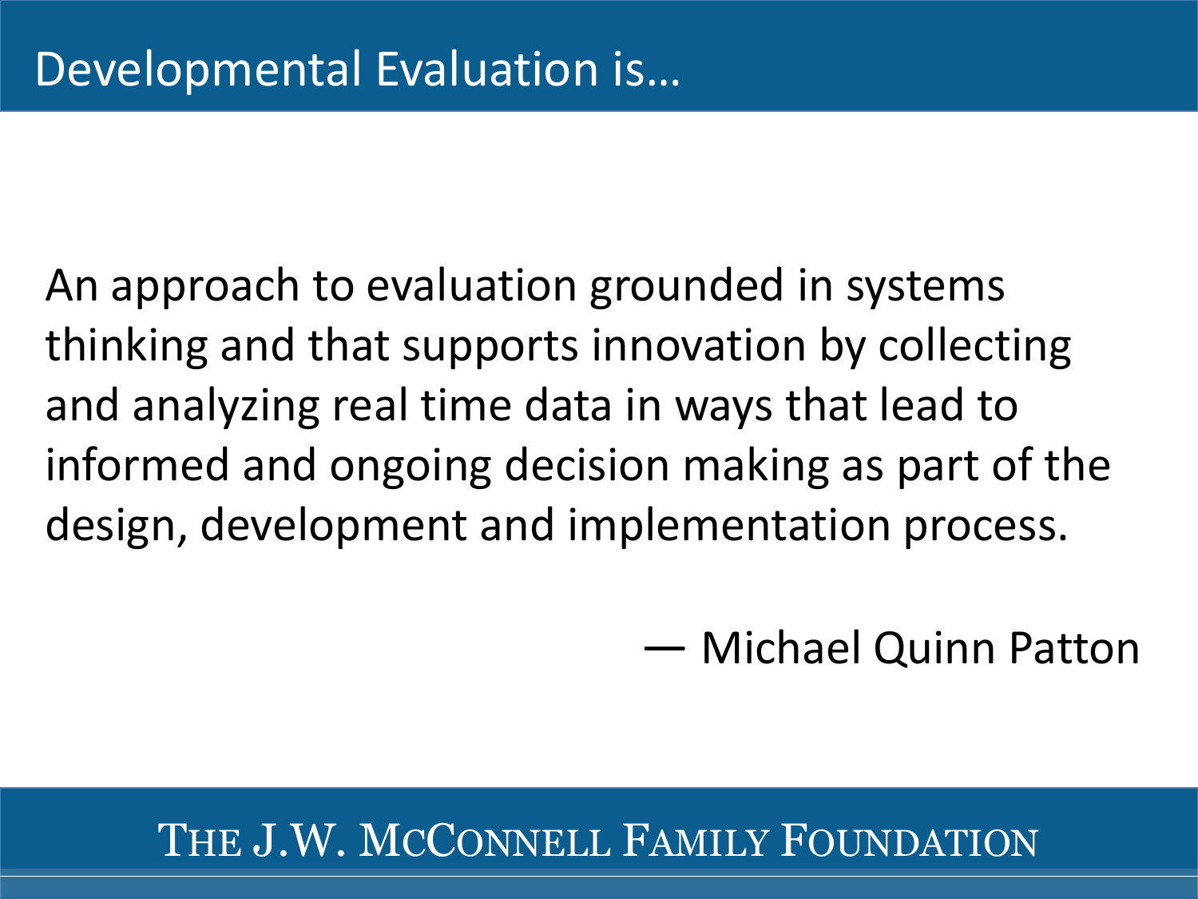# Developmental Evaluation is…

An approach to evaluation grounded in systems thinking and that supports innovation by collecting and analyzing real time data in ways that lead to informed and ongoing decision making as part of the design, development and implementation process.

— Michael Quinn Patton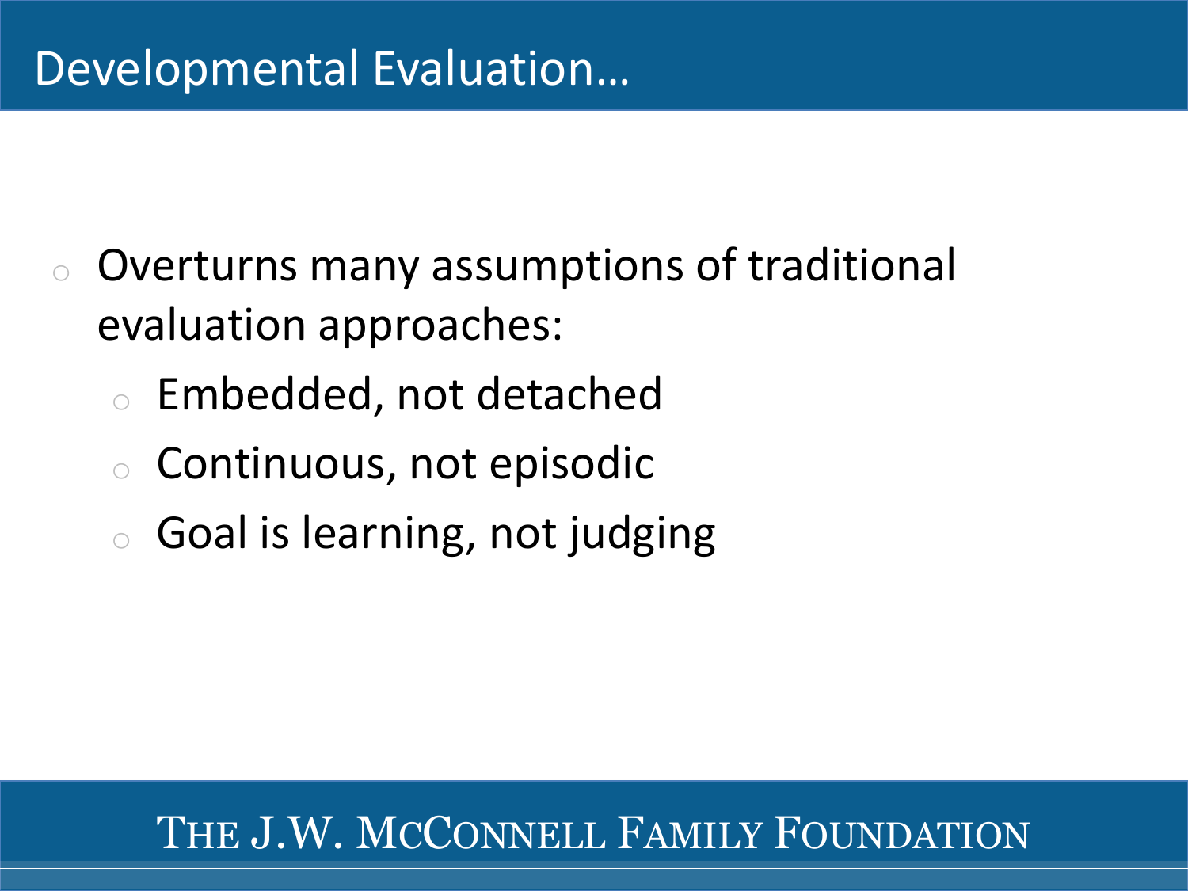# Developmental Evaluation…

- Overturns many assumptions of traditional evaluation approaches:
  - Embedded, not detached
  - Continuous, not episodic
  - Goal is learning, not judging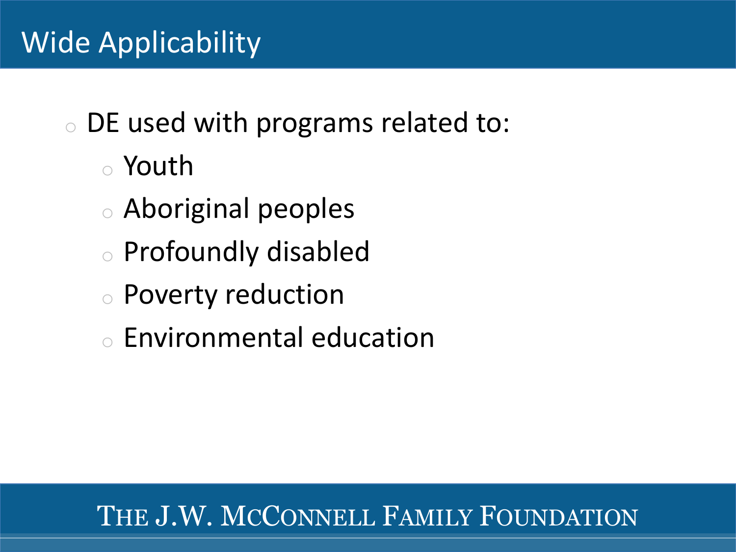# Wide Applicability

- DE used with programs related to:
  - Youth
  - Aboriginal peoples
  - Profoundly disabled
  - Poverty reduction
  - Environmental education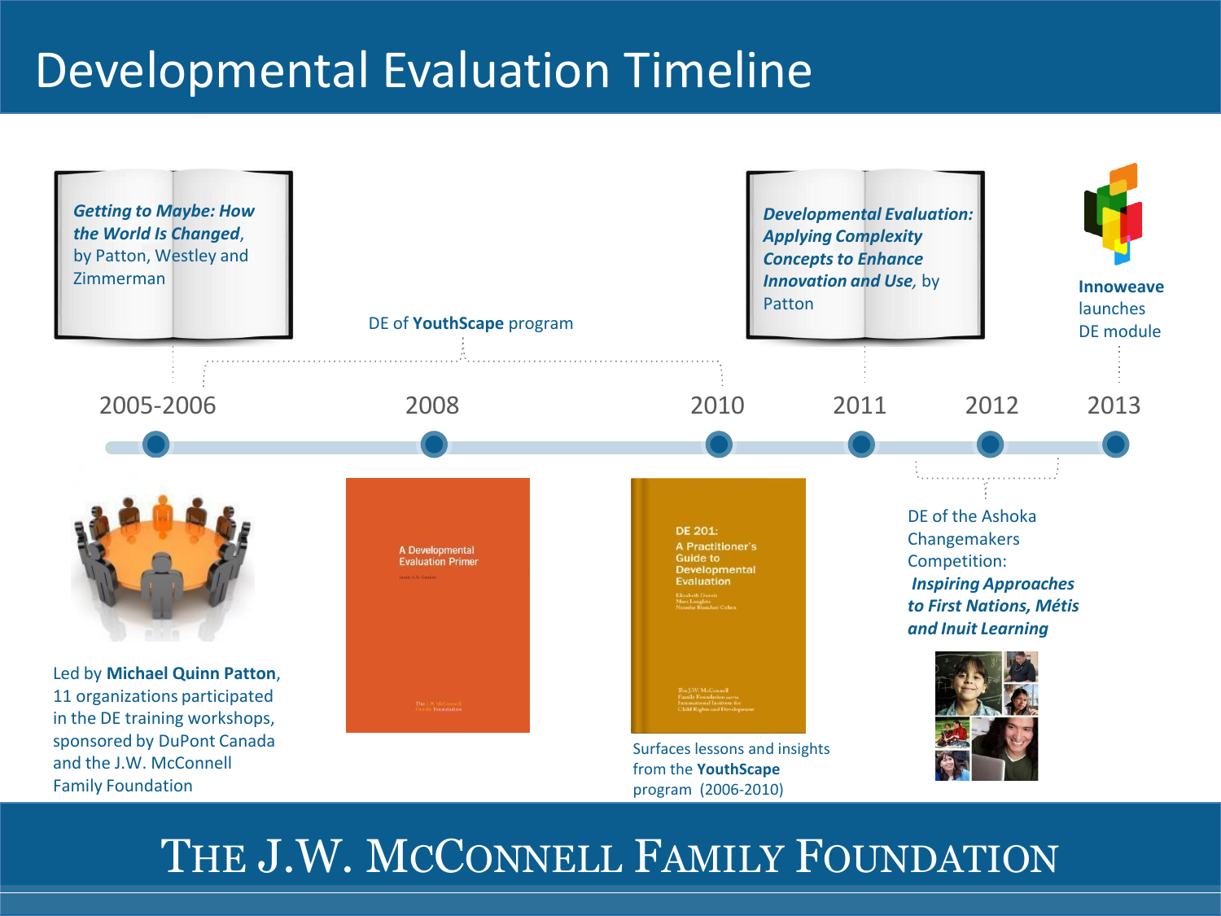# Developmental Evaluation Timeline

**2005-2006**

***Getting to Maybe: How the World Is Changed***, by Patton, Westley and Zimmerman

Led by **Michael Quinn Patton**, 11 organizations participated in the DE training workshops, sponsored by DuPont Canada and the J.W. McConnell Family Foundation

**2008**

DE of **YouthScape** program

A Developmental Evaluation Primer

**2010**

DE 201: A Practitioner's Guide to Developmental Evaluation

Surfaces lessons and insights from the **YouthScape** program (2006-2010)

**2011**

***Developmental Evaluation: Applying Complexity Concepts to Enhance Innovation and Use***, by Patton

**2012**

DE of the Ashoka Changemakers Competition: ***Inspiring Approaches to First Nations, Métis and Inuit Learning***

**2013**

**Innoweave** launches DE module

THE J.W. MCCONNELL FAMILY FOUNDATION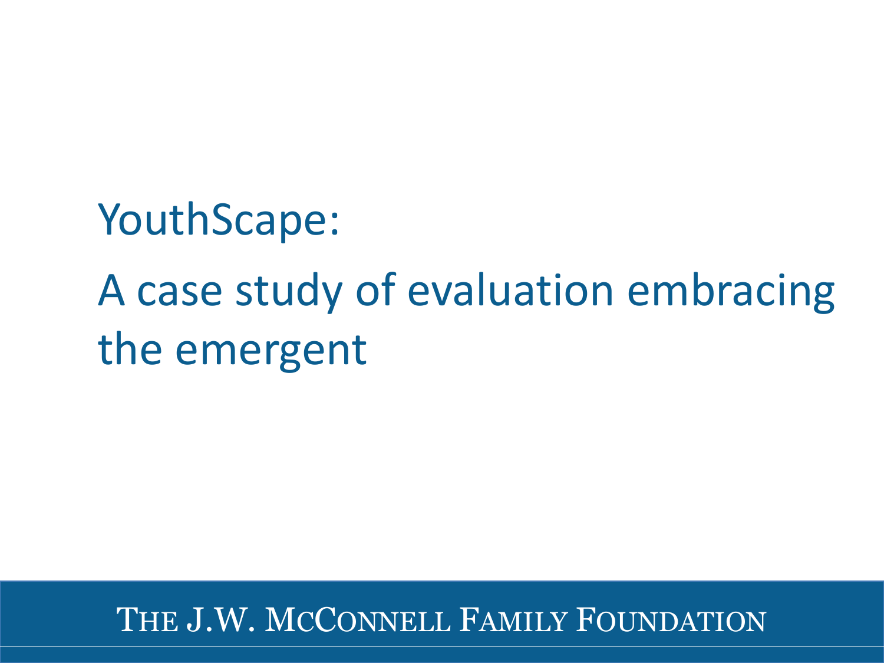# YouthScape:

# A case study of evaluation embracing the emergent

THE J.W. MCCONNELL FAMILY FOUNDATION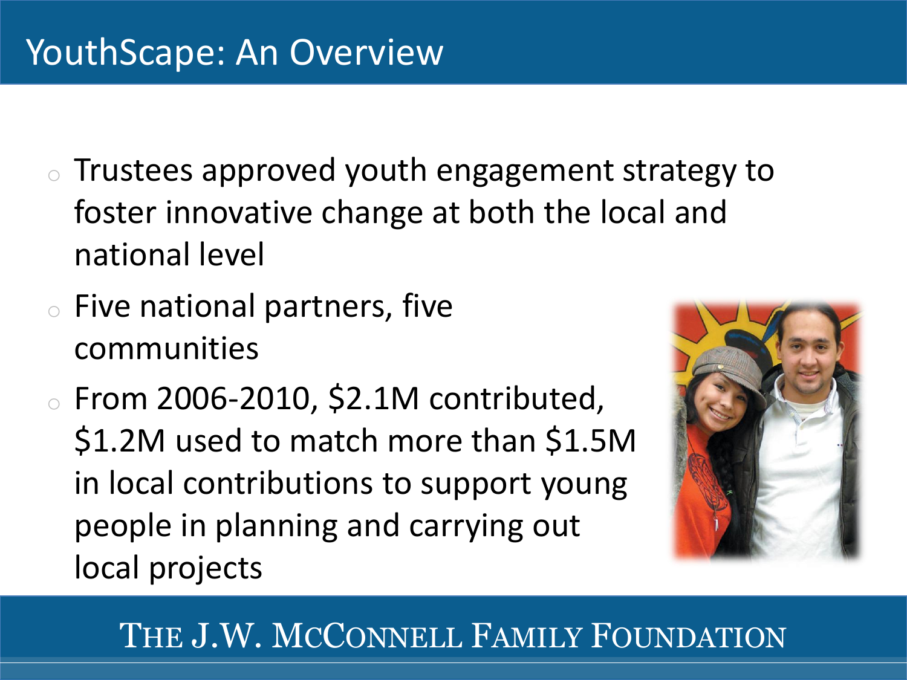# YouthScape: An Overview

- Trustees approved youth engagement strategy to foster innovative change at both the local and national level
- Five national partners, five communities
- From 2006-2010, $2.1M contributed, $1.2M used to match more than $1.5M in local contributions to support young people in planning and carrying out local projects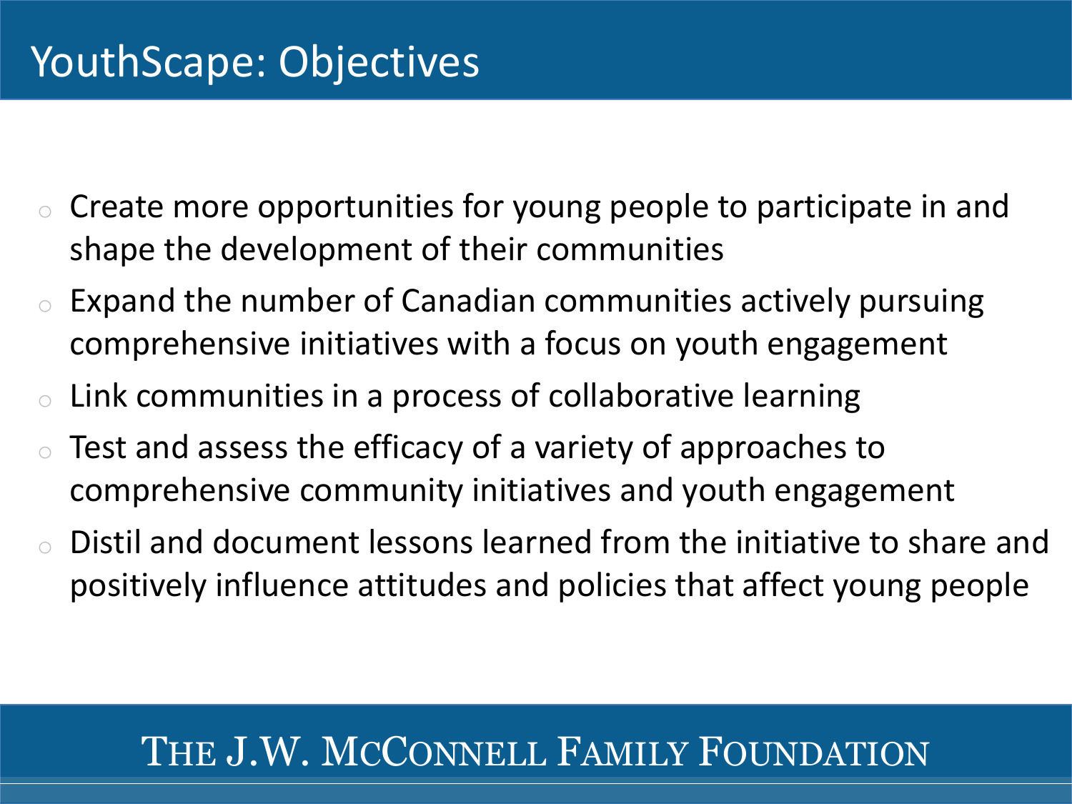# YouthScape: Objectives

- Create more opportunities for young people to participate in and shape the development of their communities
- Expand the number of Canadian communities actively pursuing comprehensive initiatives with a focus on youth engagement
- Link communities in a process of collaborative learning
- Test and assess the efficacy of a variety of approaches to comprehensive community initiatives and youth engagement
- Distil and document lessons learned from the initiative to share and positively influence attitudes and policies that affect young people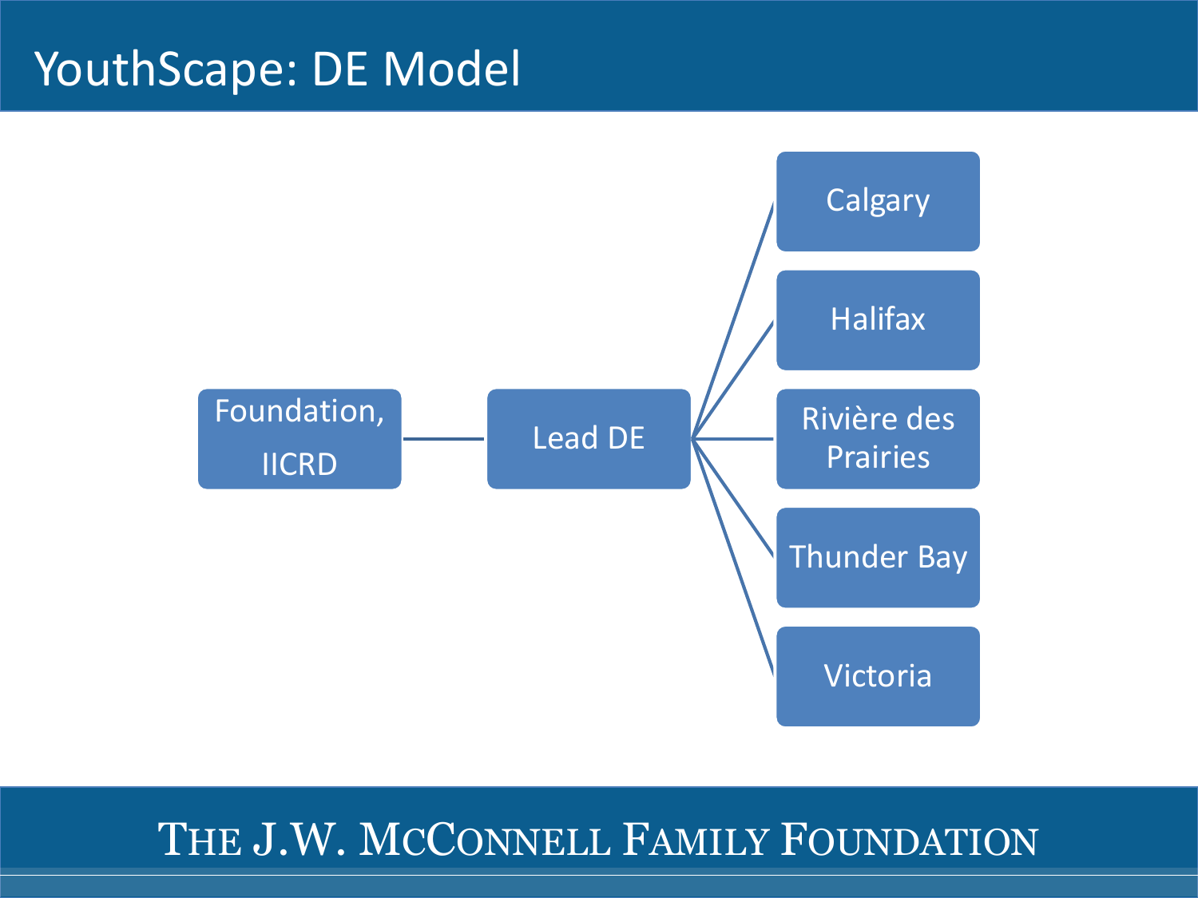# YouthScape: DE Model

- Foundation, IICRD
  - Lead DE
    - Calgary
    - Halifax
    - Rivière des Prairies
    - Thunder Bay
    - Victoria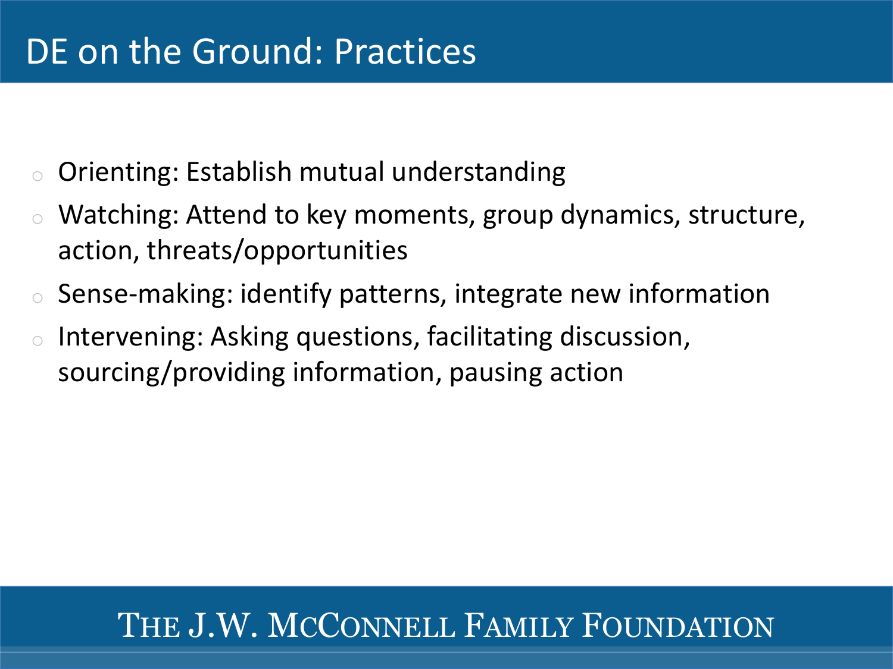# DE on the Ground: Practices

- Orienting: Establish mutual understanding
- Watching: Attend to key moments, group dynamics, structure, action, threats/opportunities
- Sense-making: identify patterns, integrate new information
- Intervening: Asking questions, facilitating discussion, sourcing/providing information, pausing action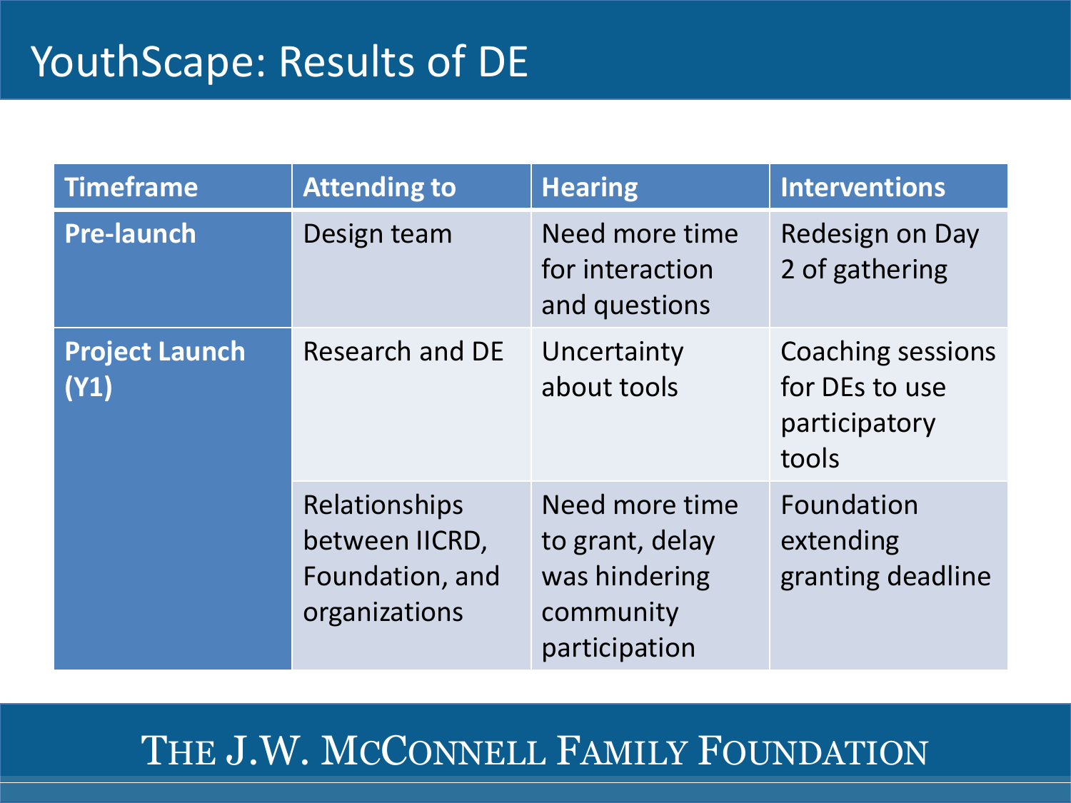# YouthScape: Results of DE

| Timeframe | Attending to | Hearing | Interventions |
| --- | --- | --- | --- |
| **Pre-launch** | Design team | Need more time for interaction and questions | Redesign on Day 2 of gathering |
| **Project Launch (Y1)** | Research and DE | Uncertainty about tools | Coaching sessions for DEs to use participatory tools |
| | Relationships between IICRD, Foundation, and organizations | Need more time to grant, delay was hindering community participation | Foundation extending granting deadline |

THE J.W. MCCONNELL FAMILY FOUNDATION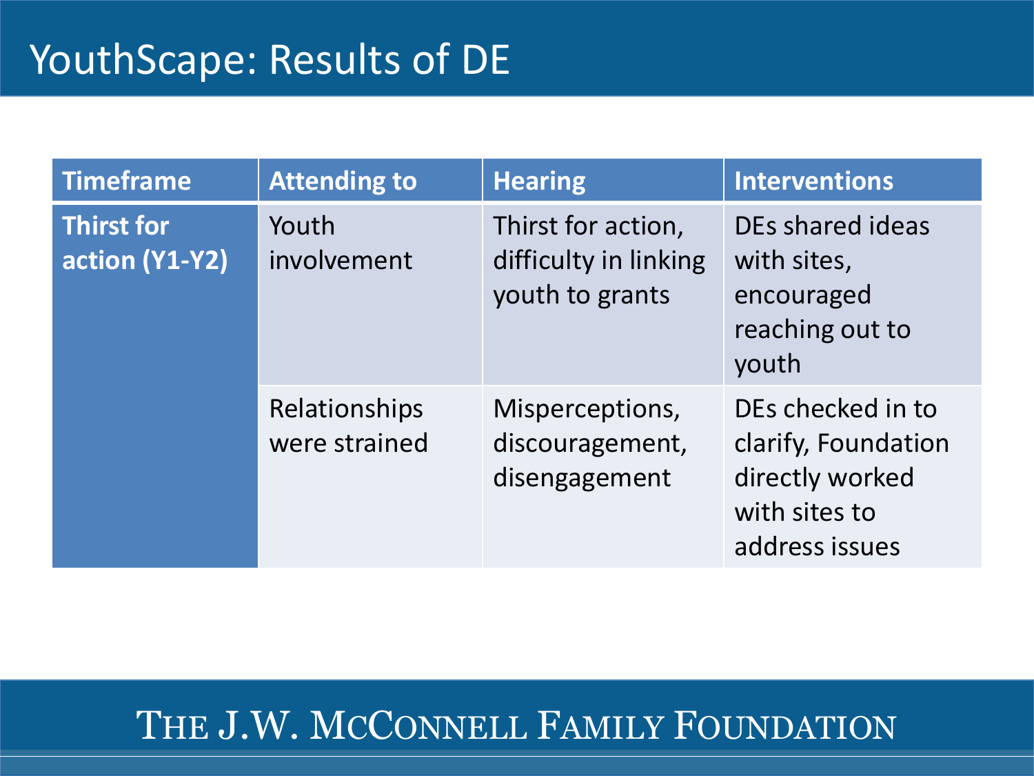# YouthScape: Results of DE

| Timeframe | Attending to | Hearing | Interventions |
| --- | --- | --- | --- |
| Thirst for action (Y1-Y2) | Youth involvement | Thirst for action, difficulty in linking youth to grants | DEs shared ideas with sites, encouraged reaching out to youth |
| | Relationships were strained | Misperceptions, discouragement, disengagement | DEs checked in to clarify, Foundation directly worked with sites to address issues |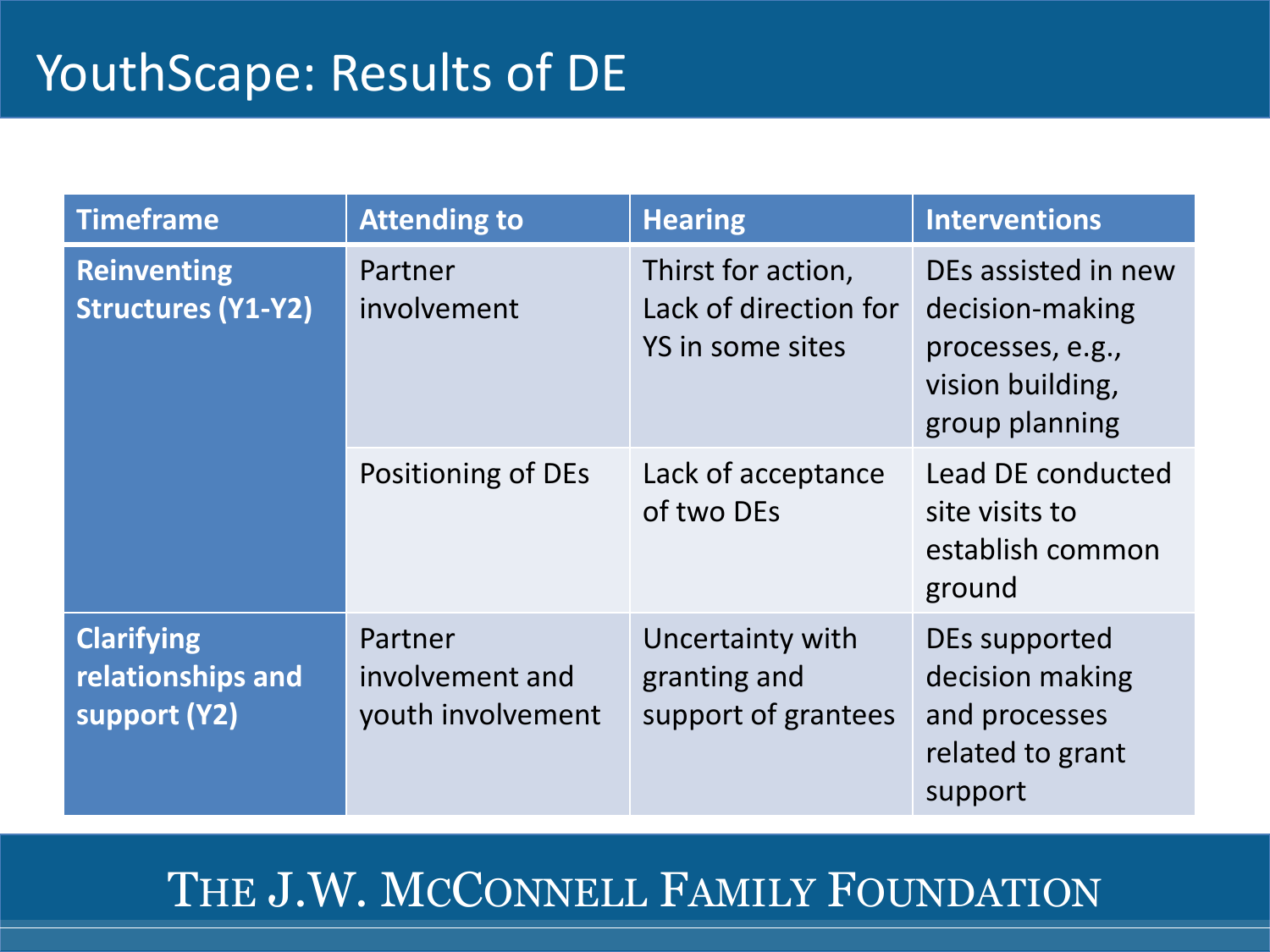# YouthScape: Results of DE

| Timeframe | Attending to | Hearing | Interventions |
| --- | --- | --- | --- |
| **Reinventing Structures (Y1-Y2)** | Partner involvement | Thirst for action, Lack of direction for YS in some sites | DEs assisted in new decision-making processes, e.g., vision building, group planning |
| | Positioning of DEs | Lack of acceptance of two DEs | Lead DE conducted site visits to establish common ground |
| **Clarifying relationships and support (Y2)** | Partner involvement and youth involvement | Uncertainty with granting and support of grantees | DEs supported decision making and processes related to grant support |

THE J.W. MCCONNELL FAMILY FOUNDATION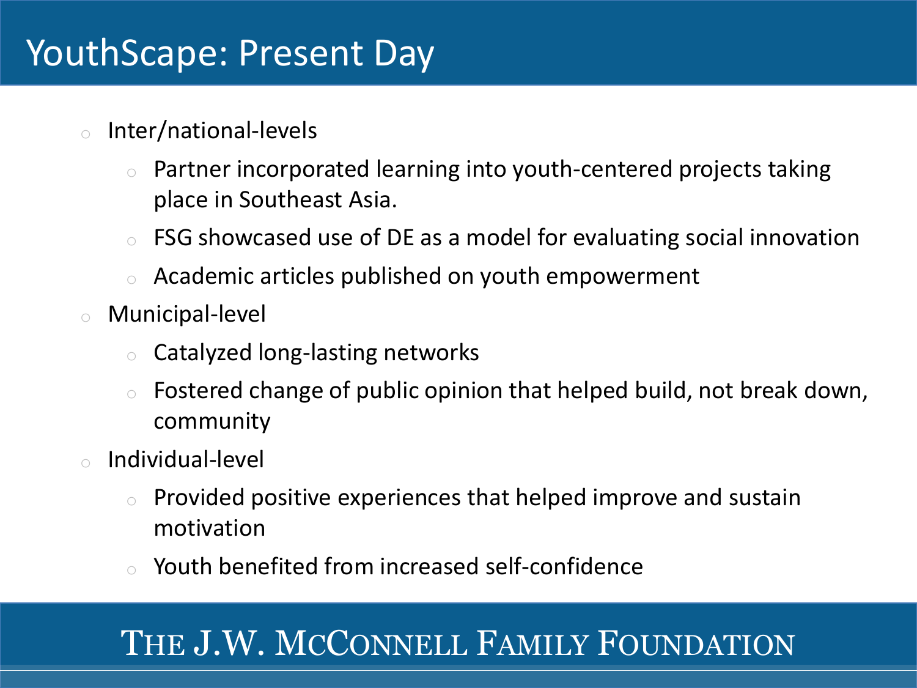# YouthScape: Present Day

- Inter/national-levels
  - Partner incorporated learning into youth-centered projects taking place in Southeast Asia.
  - FSG showcased use of DE as a model for evaluating social innovation
  - Academic articles published on youth empowerment
- Municipal-level
  - Catalyzed long-lasting networks
  - Fostered change of public opinion that helped build, not break down, community
- Individual-level
  - Provided positive experiences that helped improve and sustain motivation
  - Youth benefited from increased self-confidence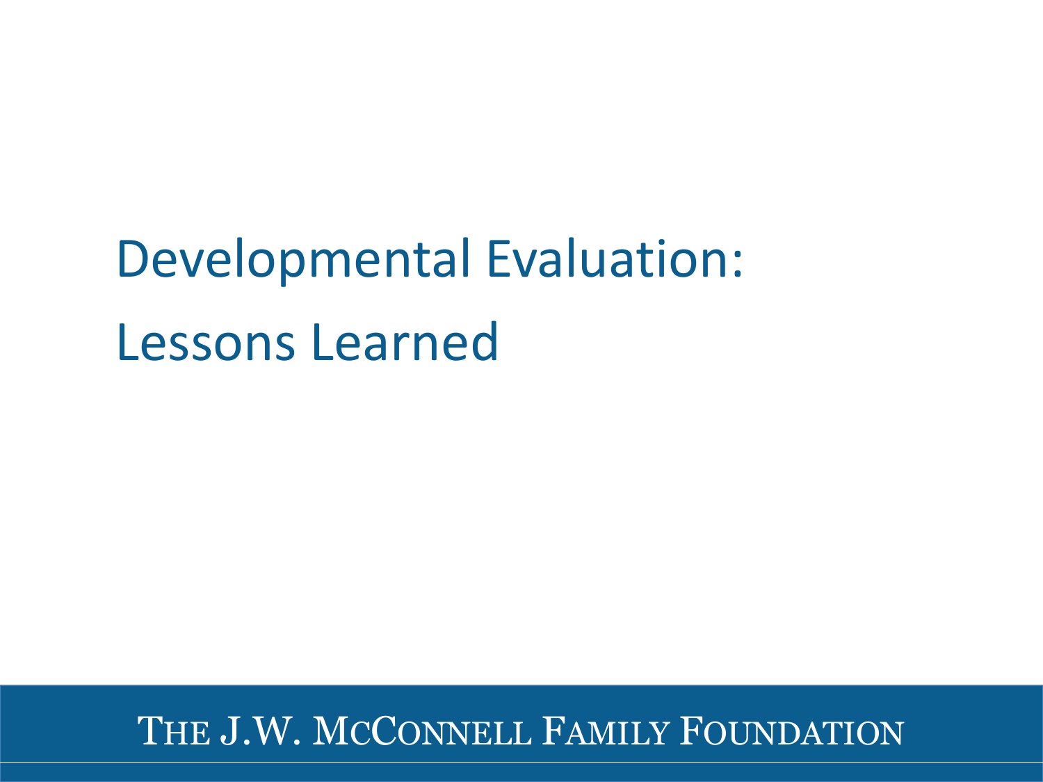# Developmental Evaluation: Lessons Learned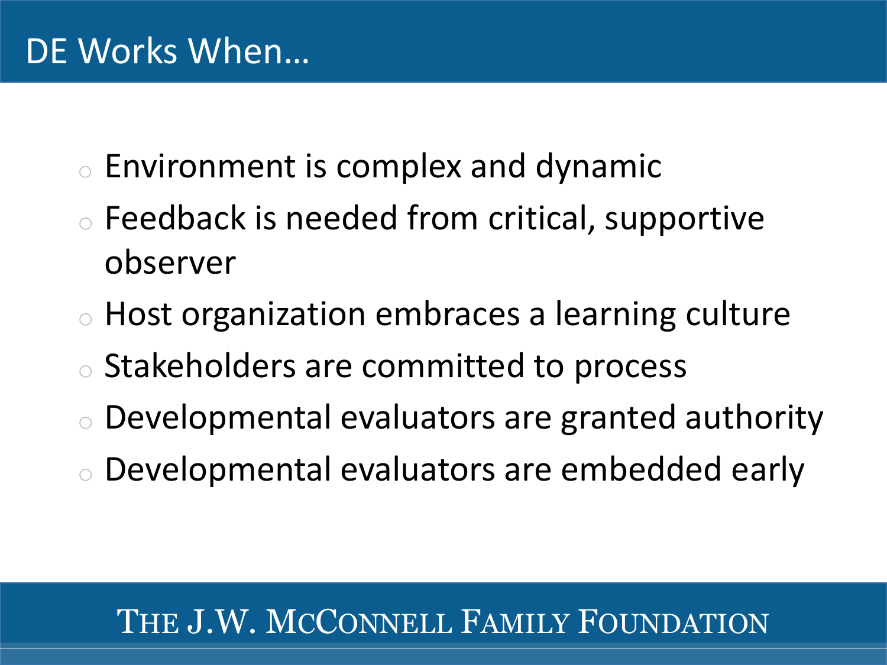# DE Works When…

- Environment is complex and dynamic
- Feedback is needed from critical, supportive observer
- Host organization embraces a learning culture
- Stakeholders are committed to process
- Developmental evaluators are granted authority
- Developmental evaluators are embedded early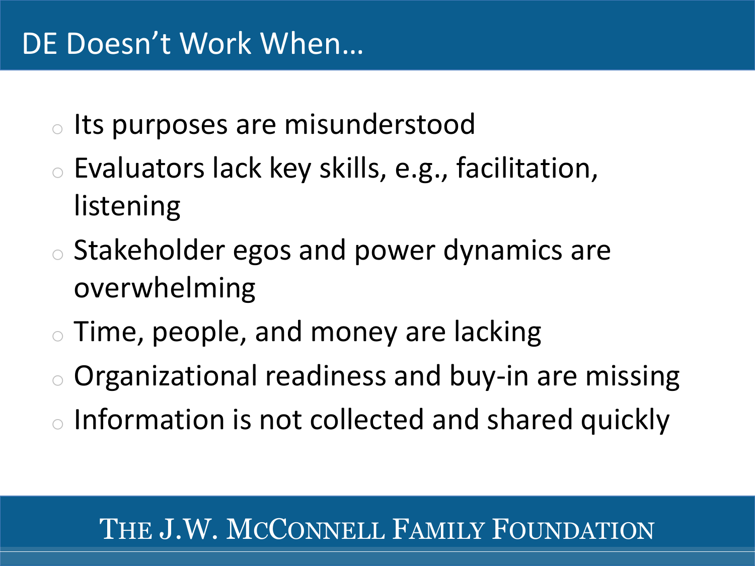# DE Doesn't Work When…

- Its purposes are misunderstood
- Evaluators lack key skills, e.g., facilitation, listening
- Stakeholder egos and power dynamics are overwhelming
- Time, people, and money are lacking
- Organizational readiness and buy-in are missing
- Information is not collected and shared quickly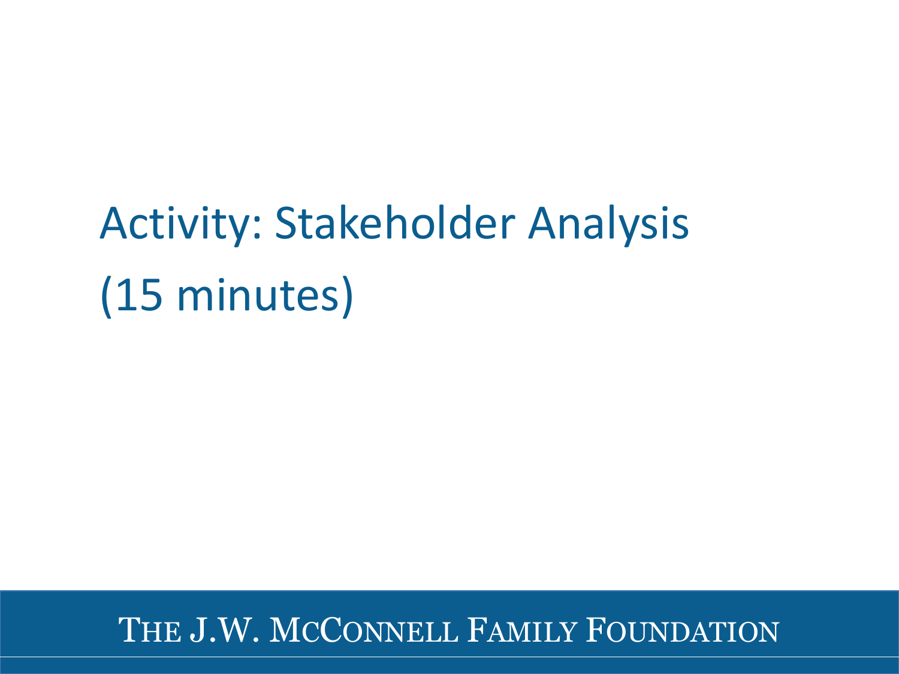# Activity: Stakeholder Analysis (15 minutes)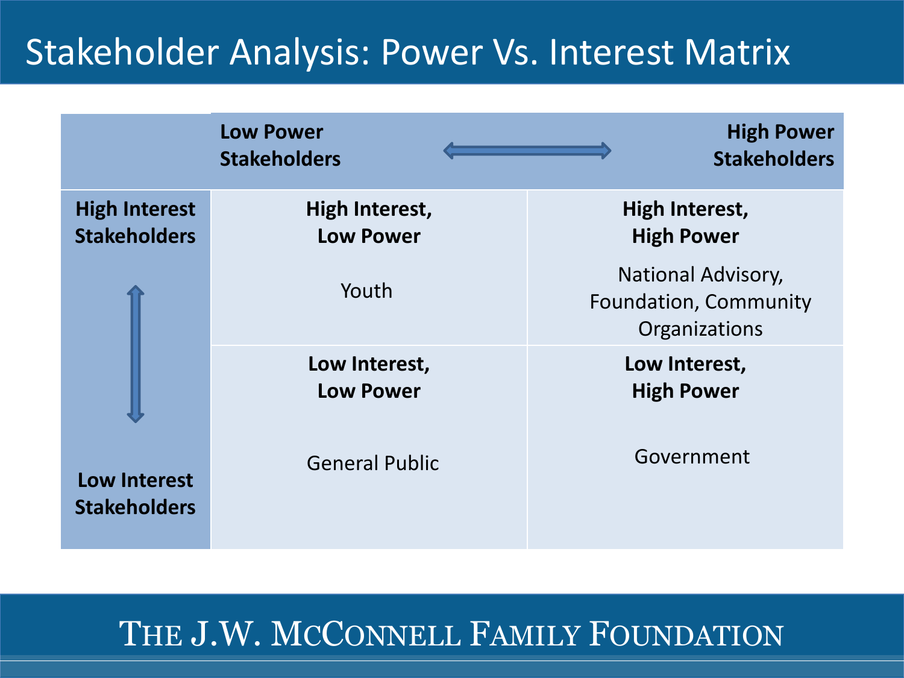# Stakeholder Analysis: Power Vs. Interest Matrix

| | Low Power Stakeholders ⟷ | High Power Stakeholders |
|---|---|---|
| **High Interest Stakeholders** | **High Interest, Low Power**<br><br>Youth | **High Interest, High Power**<br><br>National Advisory, Foundation, Community Organizations |
| **Low Interest Stakeholders** | **Low Interest, Low Power**<br><br>General Public | **Low Interest, High Power**<br><br>Government |

THE J.W. MCCONNELL FAMILY FOUNDATION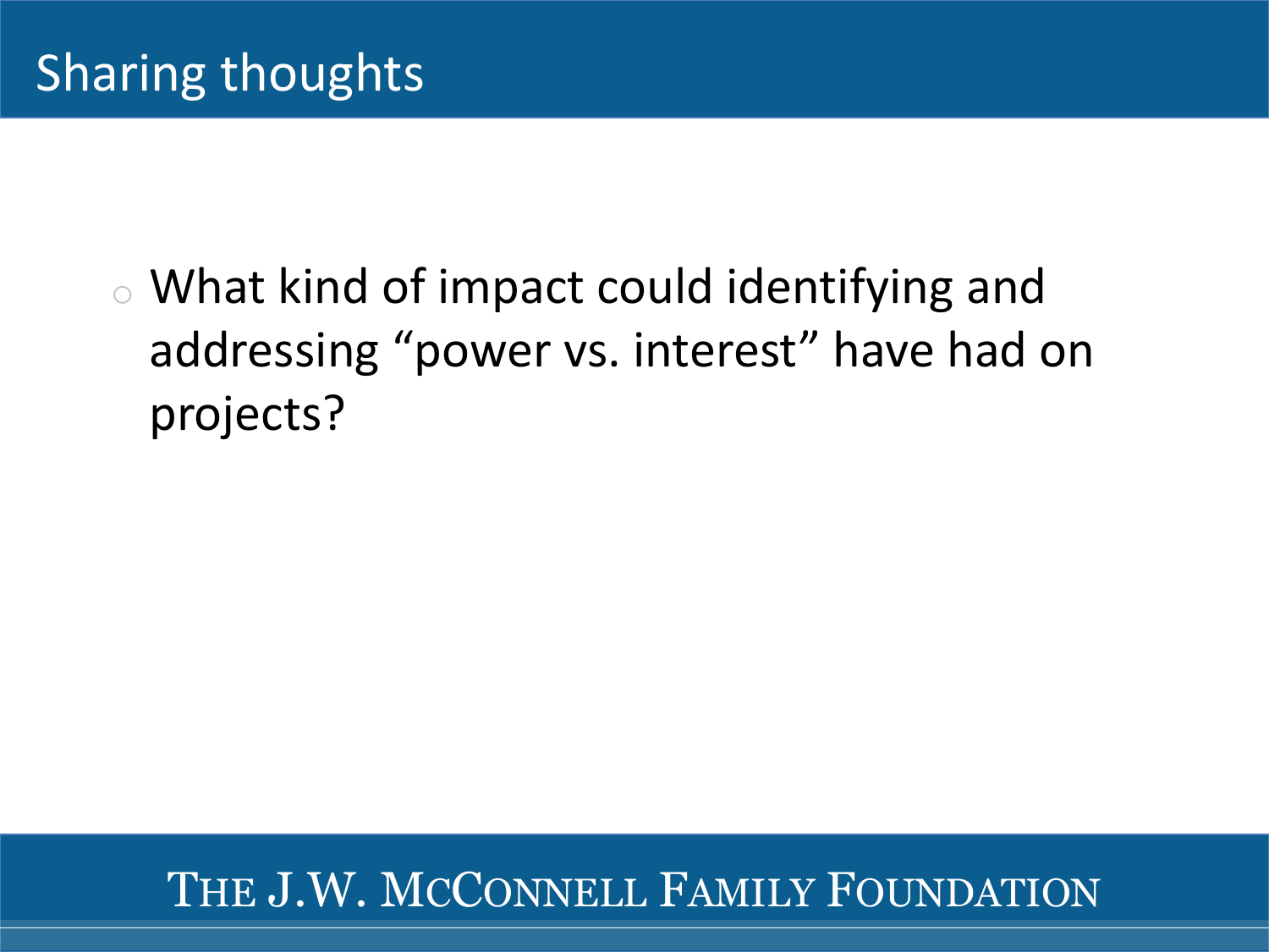# Sharing thoughts

- What kind of impact could identifying and addressing “power vs. interest” have had on projects?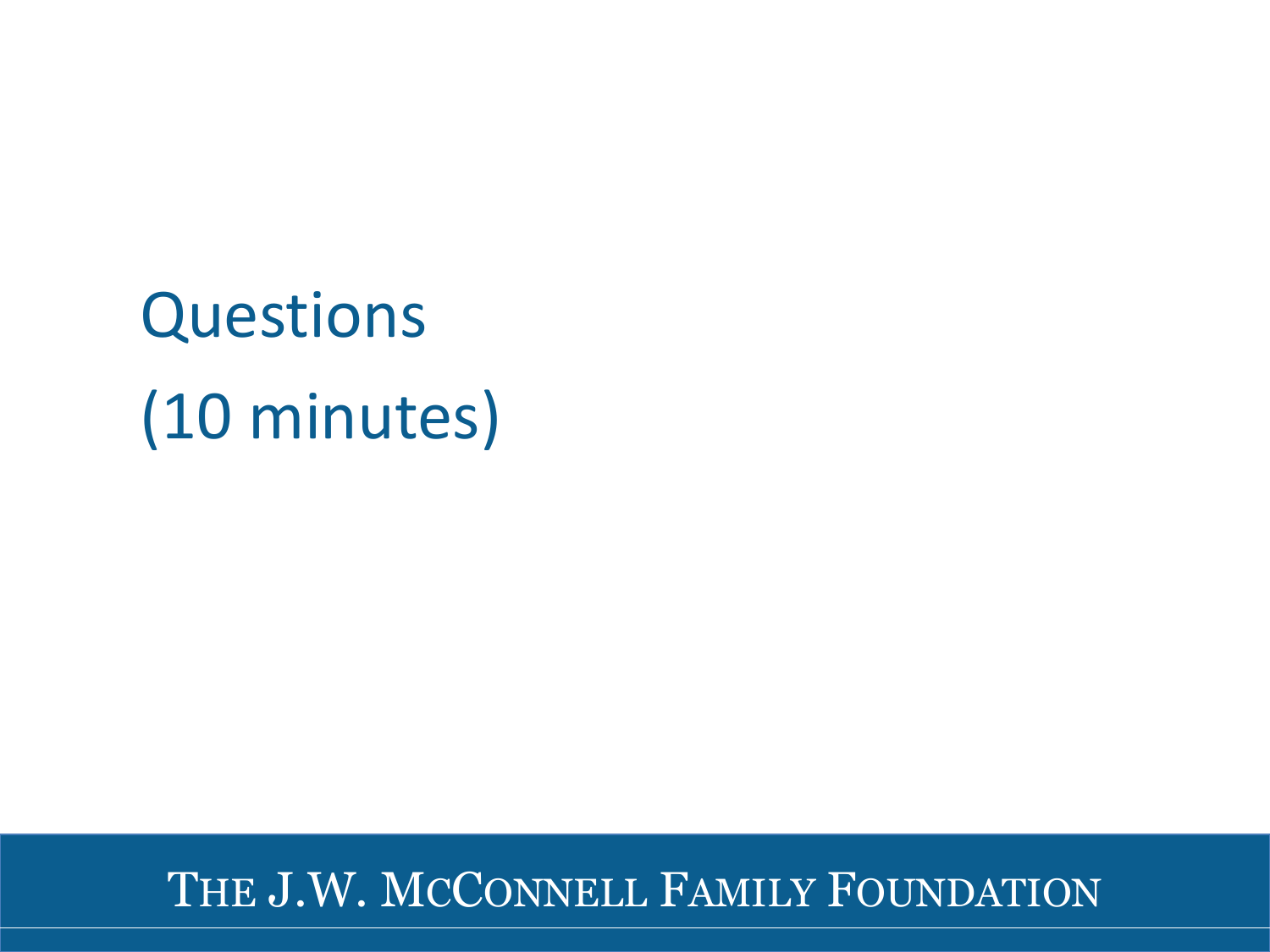# Questions

# (10 minutes)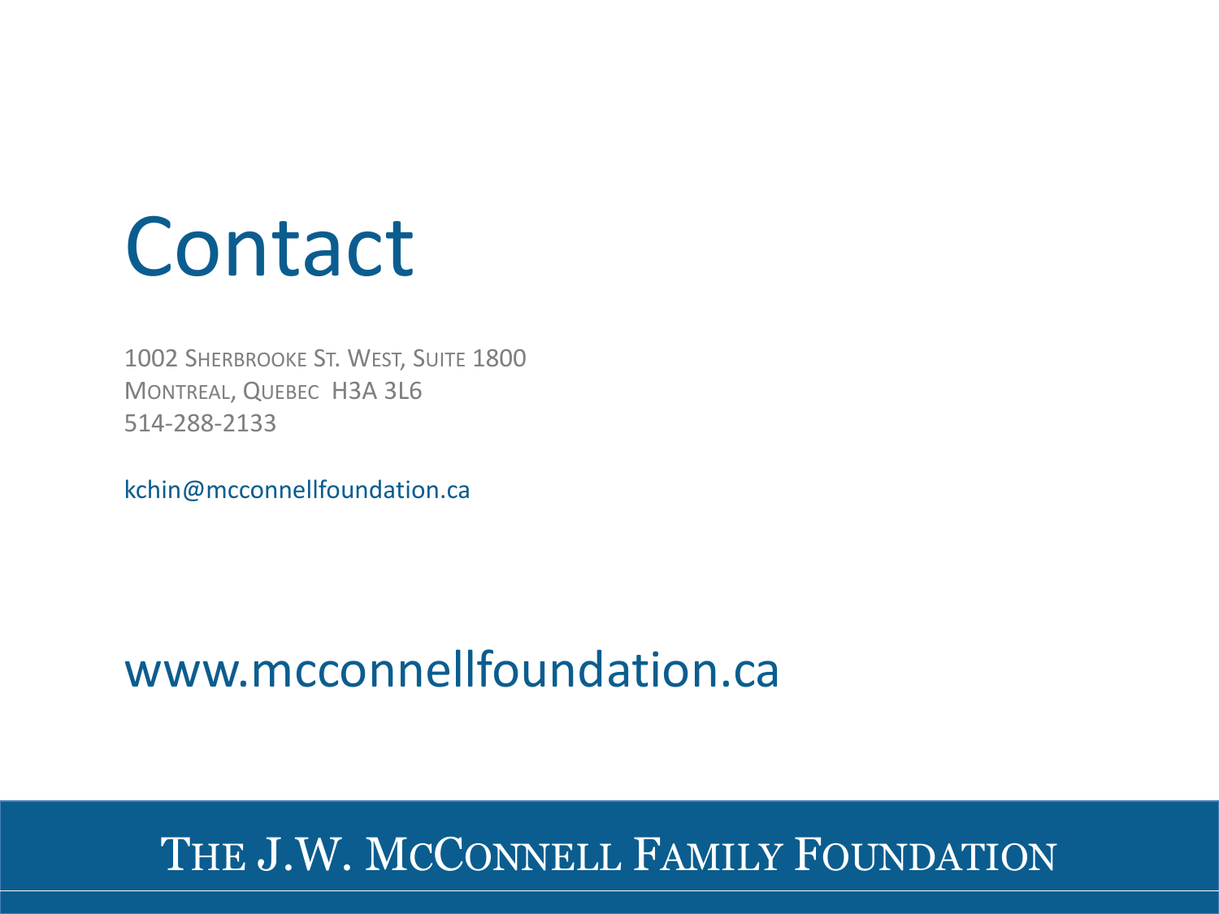# Contact

1002 Sherbrooke St. West, Suite 1800
Montreal, Quebec H3A 3L6
514-288-2133

kchin@mcconnellfoundation.ca

www.mcconnellfoundation.ca

The J.W. McConnell Family Foundation